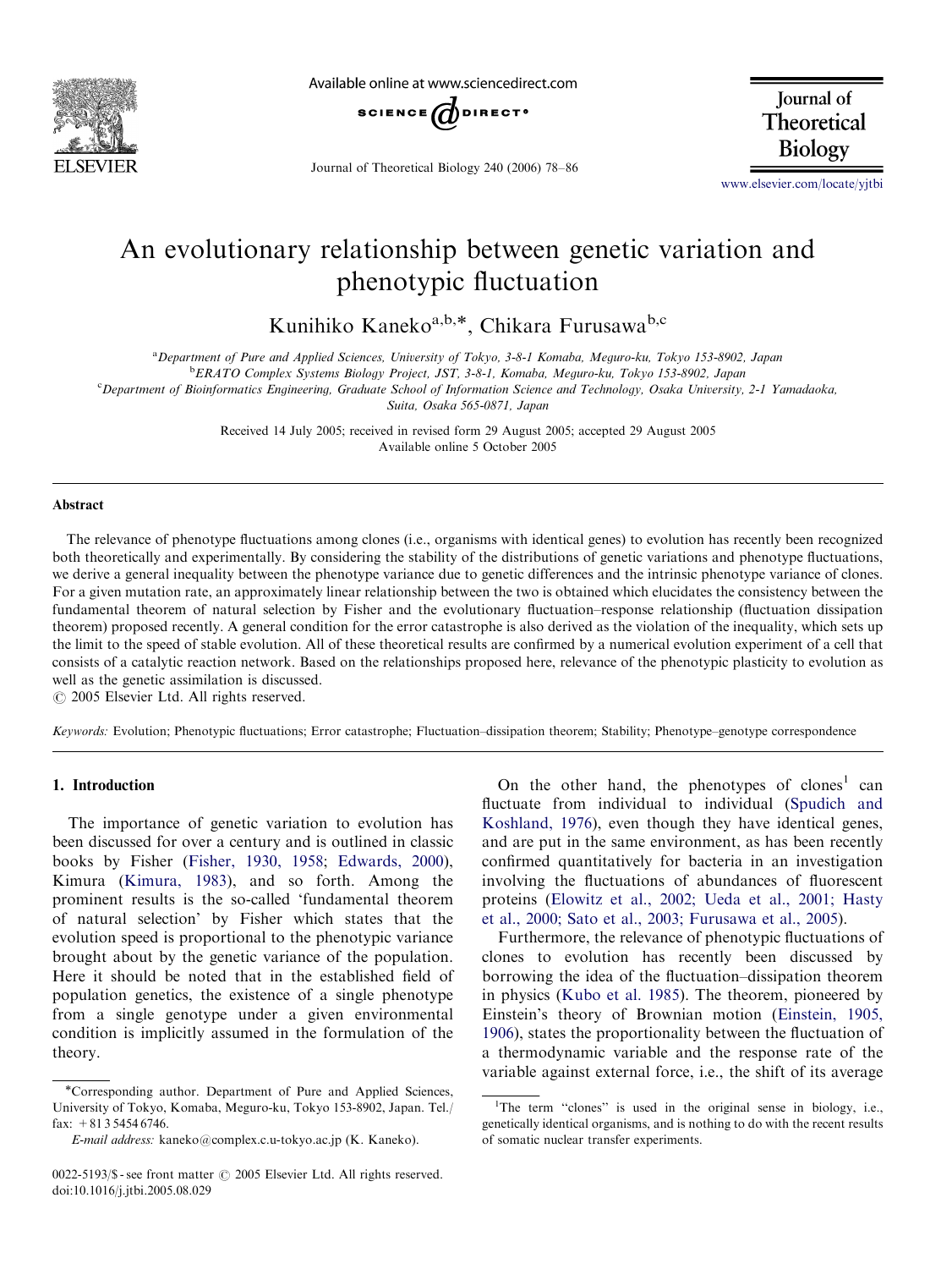# An evolutionary relationship between genetic variation and phenotypic fluctuation

Kunihiko Kaneko[a,b,*], Chikara Furusawa[b,c]

[a]*Department of Pure and Applied Sciences, University of Tokyo, 3-8-1 Komaba, Meguro-ku, Tokyo 153-8902, Japan*
[b]*ERATO Complex Systems Biology Project, JST, 3-8-1, Komaba, Meguro-ku, Tokyo 153-8902, Japan*
[c]*Department of Bioinformatics Engineering, Graduate School of Information Science and Technology, Osaka University, 2-1 Yamadaoka, Suita, Osaka 565-0871, Japan*

Received 14 July 2005; received in revised form 29 August 2005; accepted 29 August 2005
Available online 5 October 2005

## Abstract

The relevance of phenotype fluctuations among clones (i.e., organisms with identical genes) to evolution has recently been recognized both theoretically and experimentally. By considering the stability of the distributions of genetic variations and phenotype fluctuations, we derive a general inequality between the phenotype variance due to genetic differences and the intrinsic phenotype variance of clones. For a given mutation rate, an approximately linear relationship between the two is obtained which elucidates the consistency between the fundamental theorem of natural selection by Fisher and the evolutionary fluctuation–response relationship (fluctuation dissipation theorem) proposed recently. A general condition for the error catastrophe is also derived as the violation of the inequality, which sets up the limit to the speed of stable evolution. All of these theoretical results are confirmed by a numerical evolution experiment of a cell that consists of a catalytic reaction network. Based on the relationships proposed here, relevance of the phenotypic plasticity to evolution as well as the genetic assimilation is discussed.
© 2005 Elsevier Ltd. All rights reserved.

*Keywords:* Evolution; Phenotypic fluctuations; Error catastrophe; Fluctuation–dissipation theorem; Stability; Phenotype–genotype correspondence

## 1. Introduction

The importance of genetic variation to evolution has been discussed for over a century and is outlined in classic books by Fisher (Fisher, 1930, 1958; Edwards, 2000), Kimura (Kimura, 1983), and so forth. Among the prominent results is the so-called 'fundamental theorem of natural selection' by Fisher which states that the evolution speed is proportional to the phenotypic variance brought about by the genetic variance of the population. Here it should be noted that in the established field of population genetics, the existence of a single phenotype from a single genotype under a given environmental condition is implicitly assumed in the formulation of the theory.

On the other hand, the phenotypes of clones[1] can fluctuate from individual to individual (Spudich and Koshland, 1976), even though they have identical genes, and are put in the same environment, as has been recently confirmed quantitatively for bacteria in an investigation involving the fluctuations of abundances of fluorescent proteins (Elowitz et al., 2002; Ueda et al., 2001; Hasty et al., 2000; Sato et al., 2003; Furusawa et al., 2005).

Furthermore, the relevance of phenotypic fluctuations of clones to evolution has recently been discussed by borrowing the idea of the fluctuation–dissipation theorem in physics (Kubo et al. 1985). The theorem, pioneered by Einstein's theory of Brownian motion (Einstein, 1905, 1906), states the proportionality between the fluctuation of a thermodynamic variable and the response rate of the variable against external force, i.e., the shift of its average

*Corresponding author. Department of Pure and Applied Sciences, University of Tokyo, Komaba, Meguro-ku, Tokyo 153-8902, Japan. Tel./fax: +81 3 5454 6746.
*E-mail address:* kaneko@complex.c.u-tokyo.ac.jp (K. Kaneko).

[1]The term "clones" is used in the original sense in biology, i.e., genetically identical organisms, and is nothing to do with the recent results of somatic nuclear transfer experiments.

0022-5193/$ - see front matter © 2005 Elsevier Ltd. All rights reserved.
doi:10.1016/j.jtbi.2005.08.029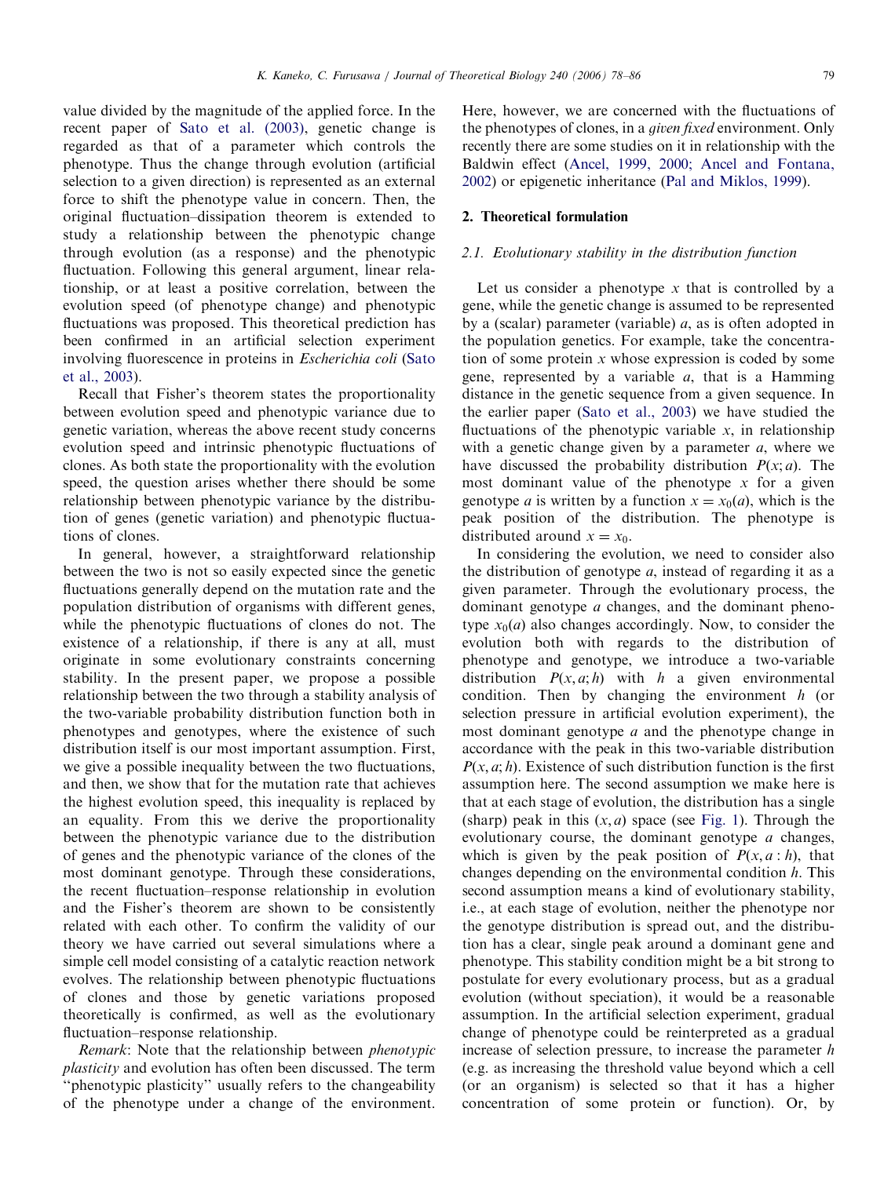value divided by the magnitude of the applied force. In the recent paper of Sato et al. (2003), genetic change is regarded as that of a parameter which controls the phenotype. Thus the change through evolution (artificial selection to a given direction) is represented as an external force to shift the phenotype value in concern. Then, the original fluctuation–dissipation theorem is extended to study a relationship between the phenotypic change through evolution (as a response) and the phenotypic fluctuation. Following this general argument, linear relationship, or at least a positive correlation, between the evolution speed (of phenotype change) and phenotypic fluctuations was proposed. This theoretical prediction has been confirmed in an artificial selection experiment involving fluorescence in proteins in *Escherichia coli* (Sato et al., 2003).

Recall that Fisher's theorem states the proportionality between evolution speed and phenotypic variance due to genetic variation, whereas the above recent study concerns evolution speed and intrinsic phenotypic fluctuations of clones. As both state the proportionality with the evolution speed, the question arises whether there should be some relationship between phenotypic variance by the distribution of genes (genetic variation) and phenotypic fluctuations of clones.

In general, however, a straightforward relationship between the two is not so easily expected since the genetic fluctuations generally depend on the mutation rate and the population distribution of organisms with different genes, while the phenotypic fluctuations of clones do not. The existence of a relationship, if there is any at all, must originate in some evolutionary constraints concerning stability. In the present paper, we propose a possible relationship between the two through a stability analysis of the two-variable probability distribution function both in phenotypes and genotypes, where the existence of such distribution itself is our most important assumption. First, we give a possible inequality between the two fluctuations, and then, we show that for the mutation rate that achieves the highest evolution speed, this inequality is replaced by an equality. From this we derive the proportionality between the phenotypic variance due to the distribution of genes and the phenotypic variance of the clones of the most dominant genotype. Through these considerations, the recent fluctuation–response relationship in evolution and the Fisher's theorem are shown to be consistently related with each other. To confirm the validity of our theory we have carried out several simulations where a simple cell model consisting of a catalytic reaction network evolves. The relationship between phenotypic fluctuations of clones and those by genetic variations proposed theoretically is confirmed, as well as the evolutionary fluctuation–response relationship.

*Remark*: Note that the relationship between *phenotypic plasticity* and evolution has often been discussed. The term "phenotypic plasticity" usually refers to the changeability of the phenotype under a change of the environment. Here, however, we are concerned with the fluctuations of the phenotypes of clones, in a *given fixed* environment. Only recently there are some studies on it in relationship with the Baldwin effect (Ancel, 1999, 2000; Ancel and Fontana, 2002) or epigenetic inheritance (Pal and Miklos, 1999).

## 2. Theoretical formulation

### 2.1. Evolutionary stability in the distribution function

Let us consider a phenotype $x$ that is controlled by a gene, while the genetic change is assumed to be represented by a (scalar) parameter (variable) $a$, as is often adopted in the population genetics. For example, take the concentration of some protein $x$ whose expression is coded by some gene, represented by a variable $a$, that is a Hamming distance in the genetic sequence from a given sequence. In the earlier paper (Sato et al., 2003) we have studied the fluctuations of the phenotypic variable $x$, in relationship with a genetic change given by a parameter $a$, where we have discussed the probability distribution $P(x; a)$. The most dominant value of the phenotype $x$ for a given genotype $a$ is written by a function $x = x_0(a)$, which is the peak position of the distribution. The phenotype is distributed around $x = x_0$.

In considering the evolution, we need to consider also the distribution of genotype $a$, instead of regarding it as a given parameter. Through the evolutionary process, the dominant genotype $a$ changes, and the dominant phenotype $x_0(a)$ also changes accordingly. Now, to consider the evolution both with regards to the distribution of phenotype and genotype, we introduce a two-variable distribution $P(x, a; h)$ with $h$ a given environmental condition. Then by changing the environment $h$ (or selection pressure in artificial evolution experiment), the most dominant genotype $a$ and the phenotype change in accordance with the peak in this two-variable distribution $P(x, a; h)$. Existence of such distribution function is the first assumption here. The second assumption we make here is that at each stage of evolution, the distribution has a single (sharp) peak in this $(x, a)$ space (see Fig. 1). Through the evolutionary course, the dominant genotype $a$ changes, which is given by the peak position of $P(x, a : h)$, that changes depending on the environmental condition $h$. This second assumption means a kind of evolutionary stability, i.e., at each stage of evolution, neither the phenotype nor the genotype distribution is spread out, and the distribution has a clear, single peak around a dominant gene and phenotype. This stability condition might be a bit strong to postulate for every evolutionary process, but as a gradual evolution (without speciation), it would be a reasonable assumption. In the artificial selection experiment, gradual change of phenotype could be reinterpreted as a gradual increase of selection pressure, to increase the parameter $h$ (e.g. as increasing the threshold value beyond which a cell (or an organism) is selected so that it has a higher concentration of some protein or function). Or, by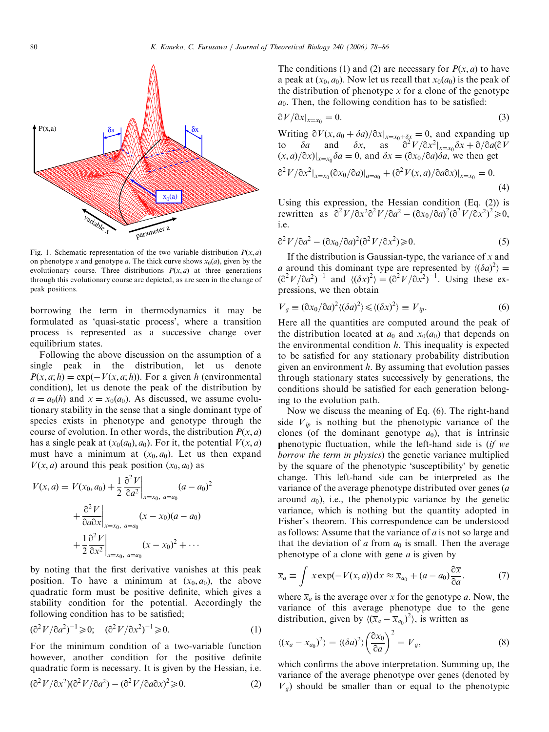Fig. 1. Schematic representation of the two variable distribution $P(x,a)$ on phenotype $x$ and genotype $a$. The thick curve shows $x_0(a)$, given by the evolutionary course. Three distributions $P(x,a)$ at three generations through this evolutionary course are depicted, as are seen in the change of peak positions.

borrowing the term in thermodynamics it may be formulated as 'quasi-static process', where a transition process is represented as a successive change over equilibrium states.

Following the above discussion on the assumption of a single peak in the distribution, let us denote $P(x,a;h) = \exp(-V(x,a;h))$. For a given $h$ (environmental condition), let us denote the peak of the distribution by $a = a_0(h)$ and $x = x_0(a_0)$. As discussed, we assume evolutionary stability in the sense that a single dominant type of species exists in phenotype and genotype through the course of evolution. In other words, the distribution $P(x,a)$ has a single peak at $(x_0(a_0), a_0)$. For it, the potential $V(x,a)$ must have a minimum at $(x_0, a_0)$. Let us then expand $V(x,a)$ around this peak position $(x_0, a_0)$ as

$$V(x,a) = V(x_0,a_0) + \frac{1}{2}\frac{\partial^2 V}{\partial a^2}\bigg|_{x=x_0,\ a=a_0}(a-a_0)^2 + \frac{\partial^2 V}{\partial a \partial x}\bigg|_{x=x_0,\ a=a_0}(x-x_0)(a-a_0) + \frac{1}{2}\frac{\partial^2 V}{\partial x^2}\bigg|_{x=x_0,\ a=a_0}(x-x_0)^2 + \cdots$$

by noting that the first derivative vanishes at this peak position. To have a minimum at $(x_0, a_0)$, the above quadratic form must be positive definite, which gives a stability condition for the potential. Accordingly the following condition has to be satisfied;

$$(\partial^2 V/\partial a^2)^{-1} \geqslant 0; \quad (\partial^2 V/\partial x^2)^{-1} \geqslant 0. \tag{1}$$

For the minimum condition of a two-variable function however, another condition for the positive definite quadratic form is necessary. It is given by the Hessian, i.e.

$$(\partial^2 V/\partial x^2)(\partial^2 V/\partial a^2) - (\partial^2 V/\partial a \partial x)^2 \geqslant 0. \tag{2}$$

The conditions (1) and (2) are necessary for $P(x,a)$ to have a peak at $(x_0, a_0)$. Now let us recall that $x_0(a_0)$ is the peak of the distribution of phenotype $x$ for a clone of the genotype $a_0$. Then, the following condition has to be satisfied:

$$\partial V/\partial x|_{x=x_0} = 0. \tag{3}$$

Writing $\partial V(x, a_0+\delta a)/\partial x|_{x=x_0+\delta x} = 0$, and expanding up to $\delta a$ and $\delta x$, as $\partial^2 V/\partial x^2|_{x=x_0}\delta x + \partial/\partial a(\partial V(x,a)/\partial x)|_{x=x_0}\delta a = 0$, and $\delta x = (\partial x_0/\partial a)\delta a$, we then get

$$\partial^2 V/\partial x^2|_{x=x_0}(\partial x_0/\partial a)|_{a=a_0} + (\partial^2 V(x,a)/\partial a \partial x)|_{x=x_0} = 0. \tag{4}$$

Using this expression, the Hessian condition (Eq. (2)) is rewritten as $\partial^2 V/\partial x^2 \partial^2 V/\partial a^2 - (\partial x_0/\partial a)^2(\partial^2 V/\partial x^2)^2 \geqslant 0$, i.e.

$$\partial^2 V/\partial a^2 - (\partial x_0/\partial a)^2(\partial^2 V/\partial x^2) \geqslant 0. \tag{5}$$

If the distribution is Gaussian-type, the variance of $x$ and $a$ around this dominant type are represented by $\langle(\delta a)^2\rangle = (\partial^2 V/\partial a^2)^{-1}$ and $\langle(\delta x)^2\rangle = (\partial^2 V/\partial x^2)^{-1}$. Using these expressions, we then obtain

$$V_g \equiv (\partial x_0/\partial a)^2\langle(\delta a)^2\rangle \leqslant \langle(\delta x)^2\rangle \equiv V_{ip}. \tag{6}$$

Here all the quantities are computed around the peak of the distribution located at $a_0$ and $x_0(a_0)$ that depends on the environmental condition $h$. This inequality is expected to be satisfied for any stationary probability distribution given an environment $h$. By assuming that evolution passes through stationary states successively by generations, the conditions should be satisfied for each generation belonging to the evolution path.

Now we discuss the meaning of Eq. (6). The right-hand side $V_{ip}$ is nothing but the phenotypic variance of the clones (of the dominant genotype $a_0$), that is **i**ntrinsic **p**henotypic fluctuation, while the left-hand side is (*if we borrow the term in physics*) the genetic variance multiplied by the square of the phenotypic 'susceptibility' by genetic change. This left-hand side can be interpreted as the variance of the average phenotype distributed over genes ($a$ around $a_0$), i.e., the phenotypic variance by the genetic variance, which is nothing but the quantity adopted in Fisher's theorem. This correspondence can be understood as follows: Assume that the variance of $a$ is not so large and that the deviation of $a$ from $a_0$ is small. Then the average phenotype of a clone with gene $a$ is given by

$$\overline{x}_a \equiv \int x \exp(-V(x,a))\,\mathrm{d}x \approx \overline{x}_{a_0} + (a-a_0)\frac{\partial \overline{x}}{\partial a}. \tag{7}$$

where $\overline{x}_a$ is the average over $x$ for the genotype $a$. Now, the variance of this average phenotype due to the gene distribution, given by $\langle(\overline{x}_a - \overline{x}_{a_0})^2\rangle$, is written as

$$\langle(\overline{x}_a - \overline{x}_{a_0})^2\rangle = \langle(\delta a)^2\rangle\left(\frac{\partial x_0}{\partial a}\right)^2 = V_g, \tag{8}$$

which confirms the above interpretation. Summing up, the variance of the average phenotype over genes (denoted by $V_g$) should be smaller than or equal to the phenotypic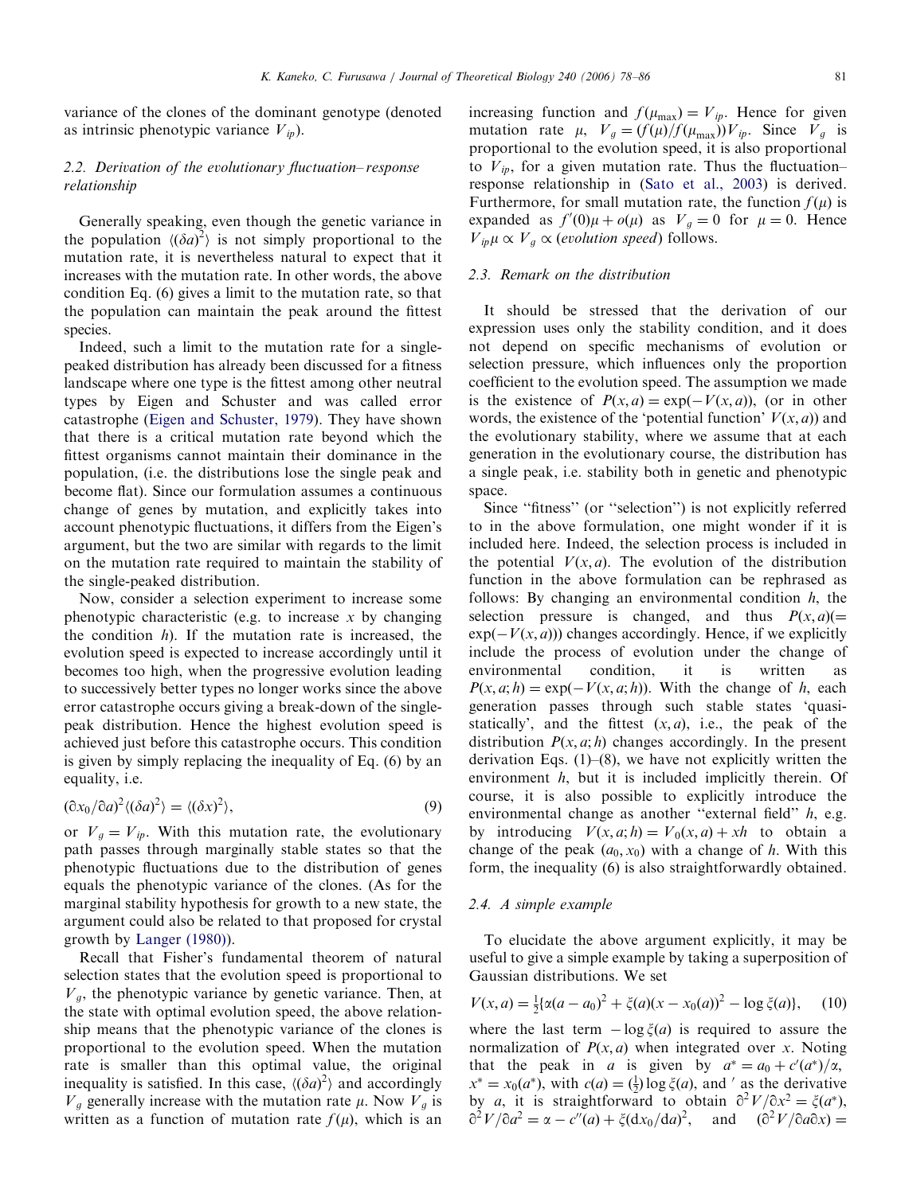variance of the clones of the dominant genotype (denoted as intrinsic phenotypic variance $V_{ip}$).

### 2.2. Derivation of the evolutionary fluctuation–response relationship

Generally speaking, even though the genetic variance in the population $\langle(\delta a)^2\rangle$ is not simply proportional to the mutation rate, it is nevertheless natural to expect that it increases with the mutation rate. In other words, the above condition Eq. (6) gives a limit to the mutation rate, so that the population can maintain the peak around the fittest species.

Indeed, such a limit to the mutation rate for a single-peaked distribution has already been discussed for a fitness landscape where one type is the fittest among other neutral types by Eigen and Schuster and was called error catastrophe (Eigen and Schuster, 1979). They have shown that there is a critical mutation rate beyond which the fittest organisms cannot maintain their dominance in the population, (i.e. the distributions lose the single peak and become flat). Since our formulation assumes a continuous change of genes by mutation, and explicitly takes into account phenotypic fluctuations, it differs from the Eigen's argument, but the two are similar with regards to the limit on the mutation rate required to maintain the stability of the single-peaked distribution.

Now, consider a selection experiment to increase some phenotypic characteristic (e.g. to increase $x$ by changing the condition $h$). If the mutation rate is increased, the evolution speed is expected to increase accordingly until it becomes too high, when the progressive evolution leading to successively better types no longer works since the above error catastrophe occurs giving a break-down of the single-peak distribution. Hence the highest evolution speed is achieved just before this catastrophe occurs. This condition is given by simply replacing the inequality of Eq. (6) by an equality, i.e.

$$(\partial x_0/\partial a)^2\langle(\delta a)^2\rangle = \langle(\delta x)^2\rangle, \tag{9}$$

or $V_g = V_{ip}$. With this mutation rate, the evolutionary path passes through marginally stable states so that the phenotypic fluctuations due to the distribution of genes equals the phenotypic variance of the clones. (As for the marginal stability hypothesis for growth to a new state, the argument could also be related to that proposed for crystal growth by Langer (1980)).

Recall that Fisher's fundamental theorem of natural selection states that the evolution speed is proportional to $V_g$, the phenotypic variance by genetic variance. Then, at the state with optimal evolution speed, the above relationship means that the phenotypic variance of the clones is proportional to the evolution speed. When the mutation rate is smaller than this optimal value, the original inequality is satisfied. In this case, $\langle(\delta a)^2\rangle$ and accordingly $V_g$ generally increase with the mutation rate $\mu$. Now $V_g$ is written as a function of mutation rate $f(\mu)$, which is an increasing function and $f(\mu_{max}) = V_{ip}$. Hence for given mutation rate $\mu$, $V_g = (f(\mu)/f(\mu_{max}))V_{ip}$. Since $V_g$ is proportional to the evolution speed, it is also proportional to $V_{ip}$, for a given mutation rate. Thus the fluctuation–response relationship in (Sato et al., 2003) is derived. Furthermore, for small mutation rate, the function $f(\mu)$ is expanded as $f'(0)\mu + o(\mu)$ as $V_g = 0$ for $\mu = 0$. Hence $V_{ip}\mu \propto V_g \propto$ (*evolution speed*) follows.

### 2.3. Remark on the distribution

It should be stressed that the derivation of our expression uses only the stability condition, and it does not depend on specific mechanisms of evolution or selection pressure, which influences only the proportion coefficient to the evolution speed. The assumption we made is the existence of $P(x,a) = \exp(-V(x,a))$, (or in other words, the existence of the 'potential function' $V(x,a)$) and the evolutionary stability, where we assume that at each generation in the evolutionary course, the distribution has a single peak, i.e. stability both in genetic and phenotypic space.

Since "fitness" (or "selection") is not explicitly referred to in the above formulation, one might wonder if it is included here. Indeed, the selection process is included in the potential $V(x,a)$. The evolution of the distribution function in the above formulation can be rephrased as follows: By changing an environmental condition $h$, the selection pressure is changed, and thus $P(x,a)(=\exp(-V(x,a)))$ changes accordingly. Hence, if we explicitly include the process of evolution under the change of environmental condition, it is written as $P(x,a;h) = \exp(-V(x,a;h))$. With the change of $h$, each generation passes through such stable states 'quasi-statically', and the fittest $(x,a)$, i.e., the peak of the distribution $P(x,a;h)$ changes accordingly. In the present derivation Eqs. (1)–(8), we have not explicitly written the environment $h$, but it is included implicitly therein. Of course, it is also possible to explicitly introduce the environmental change as another "external field" $h$, e.g. by introducing $V(x,a;h) = V_0(x,a) + xh$ to obtain a change of the peak $(a_0, x_0)$ with a change of $h$. With this form, the inequality (6) is also straightforwardly obtained.

### 2.4. A simple example

To elucidate the above argument explicitly, it may be useful to give a simple example by taking a superposition of Gaussian distributions. We set

$$V(x,a) = \tfrac{1}{2}\{\alpha(a-a_0)^2 + \xi(a)(x - x_0(a))^2 - \log\xi(a)\}, \tag{10}$$

where the last term $-\log\xi(a)$ is required to assure the normalization of $P(x,a)$ when integrated over $x$. Noting that the peak in $a$ is given by $a^* = a_0 + c'(a^*)/\alpha$, $x^* = x_0(a^*)$, with $c(a) = (\frac{1}{2})\log\xi(a)$, and $'$ as the derivative by $a$, it is straightforward to obtain $\partial^2V/\partial x^2 = \xi(a^*)$, $\partial^2V/\partial a^2 = \alpha - c''(a) + \xi(\mathrm{d}x_0/\mathrm{d}a)^2$, and $(\partial^2V/\partial a\partial x) =$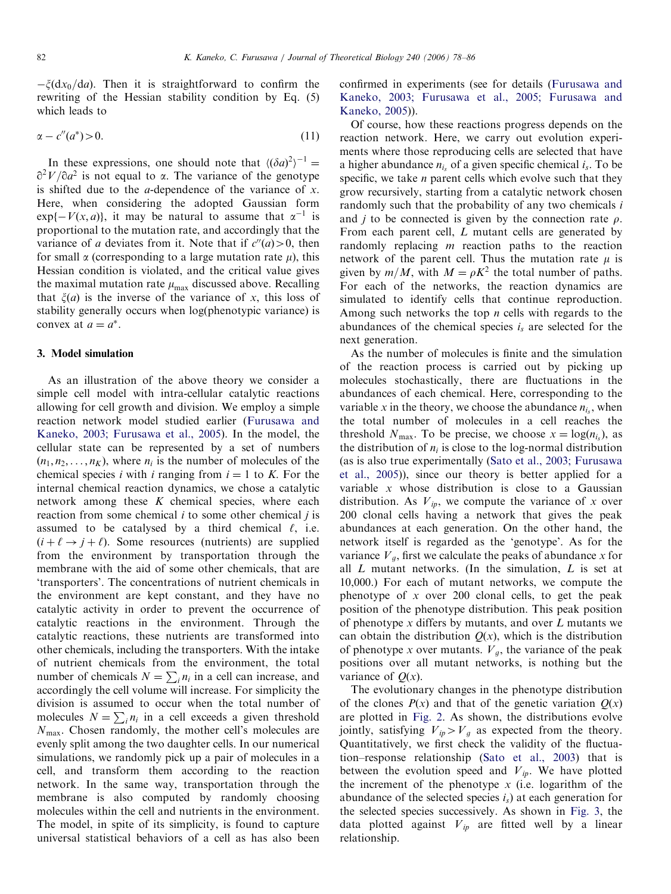$-\xi(\mathrm{d}x_0/\mathrm{d}a)$. Then it is straightforward to confirm the rewriting of the Hessian stability condition by Eq. (5) which leads to

$$\alpha - c''(a^*) > 0. \tag{11}$$

In these expressions, one should note that $\langle(\delta a)^2\rangle^{-1} = \partial^2 V/\partial a^2$ is not equal to $\alpha$. The variance of the genotype is shifted due to the $a$-dependence of the variance of $x$. Here, when considering the adopted Gaussian form $\exp\{-V(x,a)\}$, it may be natural to assume that $\alpha^{-1}$ is proportional to the mutation rate, and accordingly that the variance of $a$ deviates from it. Note that if $c''(a) > 0$, then for small $\alpha$ (corresponding to a large mutation rate $\mu$), this Hessian condition is violated, and the critical value gives the maximal mutation rate $\mu_{\max}$ discussed above. Recalling that $\xi(a)$ is the inverse of the variance of $x$, this loss of stability generally occurs when log(phenotypic variance) is convex at $a = a^*$.

## 3. Model simulation

As an illustration of the above theory we consider a simple cell model with intra-cellular catalytic reactions allowing for cell growth and division. We employ a simple reaction network model studied earlier (Furusawa and Kaneko, 2003; Furusawa et al., 2005). In the model, the cellular state can be represented by a set of numbers $(n_1, n_2, \ldots, n_K)$, where $n_i$ is the number of molecules of the chemical species $i$ with $i$ ranging from $i = 1$ to $K$. For the internal chemical reaction dynamics, we chose a catalytic network among these $K$ chemical species, where each reaction from some chemical $i$ to some other chemical $j$ is assumed to be catalysed by a third chemical $\ell$, i.e. $(i + \ell \rightarrow j + \ell)$. Some resources (nutrients) are supplied from the environment by transportation through the membrane with the aid of some other chemicals, that are 'transporters'. The concentrations of nutrient chemicals in the environment are kept constant, and they have no catalytic activity in order to prevent the occurrence of catalytic reactions in the environment. Through the catalytic reactions, these nutrients are transformed into other chemicals, including the transporters. With the intake of nutrient chemicals from the environment, the total number of chemicals $N = \sum_i n_i$ in a cell can increase, and accordingly the cell volume will increase. For simplicity the division is assumed to occur when the total number of molecules $N = \sum_i n_i$ in a cell exceeds a given threshold $N_{\max}$. Chosen randomly, the mother cell's molecules are evenly split among the two daughter cells. In our numerical simulations, we randomly pick up a pair of molecules in a cell, and transform them according to the reaction network. In the same way, transportation through the membrane is also computed by randomly choosing molecules within the cell and nutrients in the environment. The model, in spite of its simplicity, is found to capture universal statistical behaviors of a cell as has also been confirmed in experiments (see for details (Furusawa and Kaneko, 2003; Furusawa et al., 2005; Furusawa and Kaneko, 2005)).

Of course, how these reactions progress depends on the reaction network. Here, we carry out evolution experiments where those reproducing cells are selected that have a higher abundance $n_{i_s}$ of a given specific chemical $i_s$. To be specific, we take $n$ parent cells which evolve such that they grow recursively, starting from a catalytic network chosen randomly such that the probability of any two chemicals $i$ and $j$ to be connected is given by the connection rate $\rho$. From each parent cell, $L$ mutant cells are generated by randomly replacing $m$ reaction paths to the reaction network of the parent cell. Thus the mutation rate $\mu$ is given by $m/M$, with $M = \rho K^2$ the total number of paths. For each of the networks, the reaction dynamics are simulated to identify cells that continue reproduction. Among such networks the top $n$ cells with regards to the abundances of the chemical species $i_s$ are selected for the next generation.

As the number of molecules is finite and the simulation of the reaction process is carried out by picking up molecules stochastically, there are fluctuations in the abundances of each chemical. Here, corresponding to the variable $x$ in the theory, we choose the abundance $n_{i_s}$, when the total number of molecules in a cell reaches the threshold $N_{\max}$. To be precise, we choose $x = \log(n_{i_s})$, as the distribution of $n_i$ is close to the log-normal distribution (as is also true experimentally (Sato et al., 2003; Furusawa et al., 2005)), since our theory is better applied for a variable $x$ whose distribution is close to a Gaussian distribution. As $V_{ip}$, we compute the variance of $x$ over 200 clonal cells having a network that gives the peak abundances at each generation. On the other hand, the network itself is regarded as the 'genotype'. As for the variance $V_g$, first we calculate the peaks of abundance $x$ for all $L$ mutant networks. (In the simulation, $L$ is set at 10,000.) For each of mutant networks, we compute the phenotype of $x$ over 200 clonal cells, to get the peak position of the phenotype distribution. This peak position of phenotype $x$ differs by mutants, and over $L$ mutants we can obtain the distribution $Q(x)$, which is the distribution of phenotype $x$ over mutants. $V_g$, the variance of the peak positions over all mutant networks, is nothing but the variance of $Q(x)$.

The evolutionary changes in the phenotype distribution of the clones $P(x)$ and that of the genetic variation $Q(x)$ are plotted in Fig. 2. As shown, the distributions evolve jointly, satisfying $V_{ip} > V_g$ as expected from the theory. Quantitatively, we first check the validity of the fluctuation–response relationship (Sato et al., 2003) that is between the evolution speed and $V_{ip}$. We have plotted the increment of the phenotype $x$ (i.e. logarithm of the abundance of the selected species $i_s$) at each generation for the selected species successively. As shown in Fig. 3, the data plotted against $V_{ip}$ are fitted well by a linear relationship.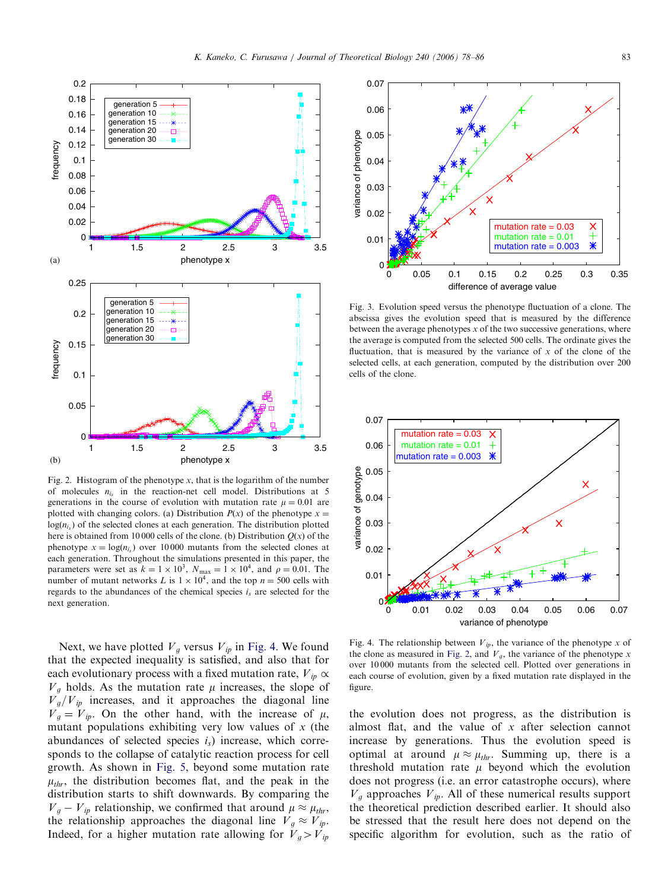Fig. 2. Histogram of the phenotype $x$, that is the logarithm of the number of molecules $n_{i_s}$ in the reaction-net cell model. Distributions at 5 generations in the course of evolution with mutation rate $\mu = 0.01$ are plotted with changing colors. (a) Distribution $P(x)$ of the phenotype $x = \log(n_{i_s})$ of the selected clones at each generation. The distribution plotted here is obtained from 10 000 cells of the clone. (b) Distribution $Q(x)$ of the phenotype $x = \log(n_{i_s})$ over 10 000 mutants from the selected clones at each generation. Throughout the simulations presented in this paper, the parameters were set as $k = 1 \times 10^3$, $N_{max} = 1 \times 10^4$, and $\rho = 0.01$. The number of mutant networks $L$ is $1 \times 10^4$, and the top $n = 500$ cells with regards to the abundances of the chemical species $i_s$ are selected for the next generation.

Fig. 3. Evolution speed versus the phenotype fluctuation of a clone. The abscissa gives the evolution speed that is measured by the difference between the average phenotypes $x$ of the two successive generations, where the average is computed from the selected 500 cells. The ordinate gives the fluctuation, that is measured by the variance of $x$ of the clone of the selected cells, at each generation, computed by the distribution over 200 cells of the clone.

Fig. 4. The relationship between $V_{ip}$, the variance of the phenotype $x$ of the clone as measured in Fig. 2, and $V_g$, the variance of the phenotype $x$ over 10 000 mutants from the selected cell. Plotted over generations in each course of evolution, given by a fixed mutation rate displayed in the figure.

Next, we have plotted $V_g$ versus $V_{ip}$ in Fig. 4. We found that the expected inequality is satisfied, and also that for each evolutionary process with a fixed mutation rate, $V_{ip} \propto V_g$ holds. As the mutation rate $\mu$ increases, the slope of $V_g/V_{ip}$ increases, and it approaches the diagonal line $V_g = V_{ip}$. On the other hand, with the increase of $\mu$, mutant populations exhibiting very low values of $x$ (the abundances of selected species $i_s$) increase, which corresponds to the collapse of catalytic reaction process for cell growth. As shown in Fig. 5, beyond some mutation rate $\mu_{thr}$, the distribution becomes flat, and the peak in the distribution starts to shift downwards. By comparing the $V_g - V_{ip}$ relationship, we confirmed that around $\mu \approx \mu_{thr}$, the relationship approaches the diagonal line $V_g \approx V_{ip}$. Indeed, for a higher mutation rate allowing for $V_g > V_{ip}$ the evolution does not progress, as the distribution is almost flat, and the value of $x$ after selection cannot increase by generations. Thus the evolution speed is optimal at around $\mu \approx \mu_{thr}$. Summing up, there is a threshold mutation rate $\mu$ beyond which the evolution does not progress (i.e. an error catastrophe occurs), where $V_g$ approaches $V_{ip}$. All of these numerical results support the theoretical prediction described earlier. It should also be stressed that the result here does not depend on the specific algorithm for evolution, such as the ratio of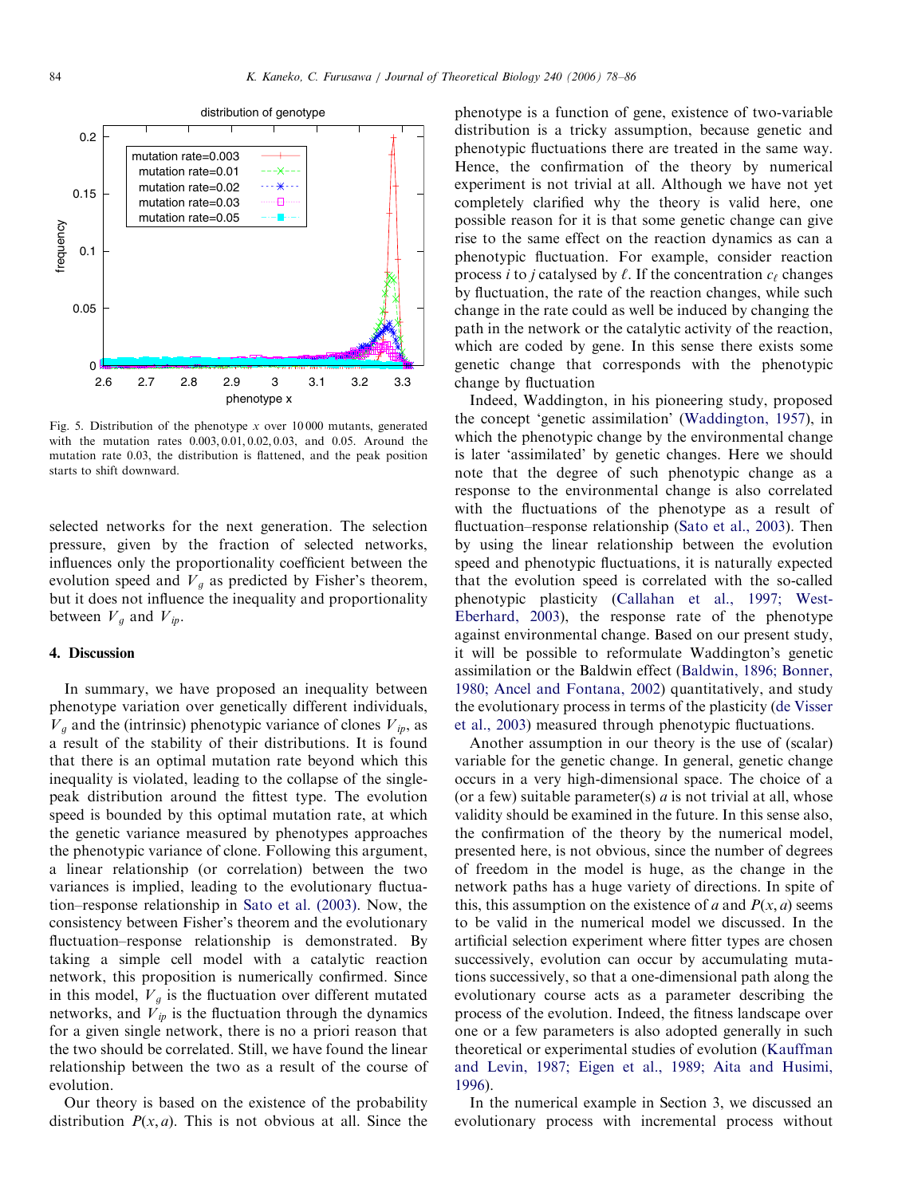distribution of genotype

frequency

phenotype x

mutation rate=0.003
mutation rate=0.01
mutation rate=0.02
mutation rate=0.03
mutation rate=0.05

0.2
0.15
0.1
0.05
0

2.6 2.7 2.8 2.9 3 3.1 3.2 3.3

Fig. 5. Distribution of the phenotype $x$ over 10 000 mutants, generated with the mutation rates $0.003, 0.01, 0.02, 0.03$, and $0.05$. Around the mutation rate 0.03, the distribution is flattened, and the peak position starts to shift downward.

selected networks for the next generation. The selection pressure, given by the fraction of selected networks, influences only the proportionality coefficient between the evolution speed and $V_g$ as predicted by Fisher's theorem, but it does not influence the inequality and proportionality between $V_g$ and $V_{ip}$.

## 4. Discussion

In summary, we have proposed an inequality between phenotype variation over genetically different individuals, $V_g$ and the (intrinsic) phenotypic variance of clones $V_{ip}$, as a result of the stability of their distributions. It is found that there is an optimal mutation rate beyond which this inequality is violated, leading to the collapse of the single-peak distribution around the fittest type. The evolution speed is bounded by this optimal mutation rate, at which the genetic variance measured by phenotypes approaches the phenotypic variance of clone. Following this argument, a linear relationship (or correlation) between the two variances is implied, leading to the evolutionary fluctuation–response relationship in Sato et al. (2003). Now, the consistency between Fisher's theorem and the evolutionary fluctuation–response relationship is demonstrated. By taking a simple cell model with a catalytic reaction network, this proposition is numerically confirmed. Since in this model, $V_g$ is the fluctuation over different mutated networks, and $V_{ip}$ is the fluctuation through the dynamics for a given single network, there is no a priori reason that the two should be correlated. Still, we have found the linear relationship between the two as a result of the course of evolution.

Our theory is based on the existence of the probability distribution $P(x, a)$. This is not obvious at all. Since the phenotype is a function of gene, existence of two-variable distribution is a tricky assumption, because genetic and phenotypic fluctuations there are treated in the same way. Hence, the confirmation of the theory by numerical experiment is not trivial at all. Although we have not yet completely clarified why the theory is valid here, one possible reason for it is that some genetic change can give rise to the same effect on the reaction dynamics as can a phenotypic fluctuation. For example, consider reaction process $i$ to $j$ catalysed by $\ell$. If the concentration $c_\ell$ changes by fluctuation, the rate of the reaction changes, while such change in the rate could as well be induced by changing the path in the network or the catalytic activity of the reaction, which are coded by gene. In this sense there exists some genetic change that corresponds with the phenotypic change by fluctuation

Indeed, Waddington, in his pioneering study, proposed the concept 'genetic assimilation' (Waddington, 1957), in which the phenotypic change by the environmental change is later 'assimilated' by genetic changes. Here we should note that the degree of such phenotypic change as a response to the environmental change is also correlated with the fluctuations of the phenotype as a result of fluctuation–response relationship (Sato et al., 2003). Then by using the linear relationship between the evolution speed and phenotypic fluctuations, it is naturally expected that the evolution speed is correlated with the so-called phenotypic plasticity (Callahan et al., 1997; West-Eberhard, 2003), the response rate of the phenotype against environmental change. Based on our present study, it will be possible to reformulate Waddington's genetic assimilation or the Baldwin effect (Baldwin, 1896; Bonner, 1980; Ancel and Fontana, 2002) quantitatively, and study the evolutionary process in terms of the plasticity (de Visser et al., 2003) measured through phenotypic fluctuations.

Another assumption in our theory is the use of (scalar) variable for the genetic change. In general, genetic change occurs in a very high-dimensional space. The choice of a (or a few) suitable parameter(s) $a$ is not trivial at all, whose validity should be examined in the future. In this sense also, the confirmation of the theory by the numerical model, presented here, is not obvious, since the number of degrees of freedom in the model is huge, as the change in the network paths has a huge variety of directions. In spite of this, this assumption on the existence of $a$ and $P(x, a)$ seems to be valid in the numerical model we discussed. In the artificial selection experiment where fitter types are chosen successively, evolution can occur by accumulating mutations successively, so that a one-dimensional path along the evolutionary course acts as a parameter describing the process of the evolution. Indeed, the fitness landscape over one or a few parameters is also adopted generally in such theoretical or experimental studies of evolution (Kauffman and Levin, 1987; Eigen et al., 1989; Aita and Husimi, 1996).

In the numerical example in Section 3, we discussed an evolutionary process with incremental process without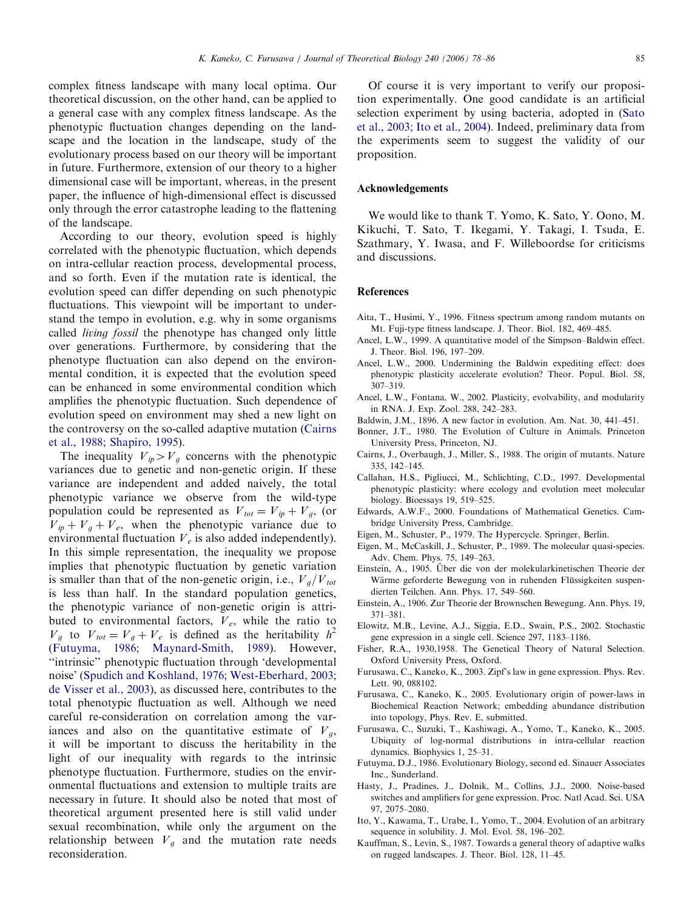complex fitness landscape with many local optima. Our theoretical discussion, on the other hand, can be applied to a general case with any complex fitness landscape. As the phenotypic fluctuation changes depending on the landscape and the location in the landscape, study of the evolutionary process based on our theory will be important in future. Furthermore, extension of our theory to a higher dimensional case will be important, whereas, in the present paper, the influence of high-dimensional effect is discussed only through the error catastrophe leading to the flattening of the landscape.

According to our theory, evolution speed is highly correlated with the phenotypic fluctuation, which depends on intra-cellular reaction process, developmental process, and so forth. Even if the mutation rate is identical, the evolution speed can differ depending on such phenotypic fluctuations. This viewpoint will be important to understand the tempo in evolution, e.g. why in some organisms called *living fossil* the phenotype has changed only little over generations. Furthermore, by considering that the phenotype fluctuation can also depend on the environmental condition, it is expected that the evolution speed can be enhanced in some environmental condition which amplifies the phenotypic fluctuation. Such dependence of evolution speed on environment may shed a new light on the controversy on the so-called adaptive mutation (Cairns et al., 1988; Shapiro, 1995).

The inequality $V_{ip} > V_g$ concerns with the phenotypic variances due to genetic and non-genetic origin. If these variance are independent and added naively, the total phenotypic variance we observe from the wild-type population could be represented as $V_{tot} = V_{ip} + V_g$, (or $V_{ip} + V_g + V_e$, when the phenotypic variance due to environmental fluctuation $V_e$ is also added independently). In this simple representation, the inequality we propose implies that phenotypic fluctuation by genetic variation is smaller than that of the non-genetic origin, i.e., $V_g/V_{tot}$ is less than half. In the standard population genetics, the phenotypic variance of non-genetic origin is attributed to environmental factors, $V_e$, while the ratio to $V_g$ to $V_{tot} = V_g + V_e$ is defined as the heritability $h^2$ (Futuyma, 1986; Maynard-Smith, 1989). However, "intrinsic" phenotypic fluctuation through 'developmental noise' (Spudich and Koshland, 1976; West-Eberhard, 2003; de Visser et al., 2003), as discussed here, contributes to the total phenotypic fluctuation as well. Although we need careful re-consideration on correlation among the variances and also on the quantitative estimate of $V_g$, it will be important to discuss the heritability in the light of our inequality with regards to the intrinsic phenotype fluctuation. Furthermore, studies on the environmental fluctuations and extension to multiple traits are necessary in future. It should also be noted that most of theoretical argument presented here is still valid under sexual recombination, while only the argument on the relationship between $V_g$ and the mutation rate needs reconsideration.

Of course it is very important to verify our proposition experimentally. One good candidate is an artificial selection experiment by using bacteria, adopted in (Sato et al., 2003; Ito et al., 2004). Indeed, preliminary data from the experiments seem to suggest the validity of our proposition.

## Acknowledgements

We would like to thank T. Yomo, K. Sato, Y. Oono, M. Kikuchi, T. Sato, T. Ikegami, Y. Takagi, I. Tsuda, E. Szathmary, Y. Iwasa, and F. Willeboordse for criticisms and discussions.

## References

Aita, T., Husimi, Y., 1996. Fitness spectrum among random mutants on Mt. Fuji-type fitness landscape. J. Theor. Biol. 182, 469–485.

Ancel, L.W., 1999. A quantitative model of the Simpson–Baldwin effect. J. Theor. Biol. 196, 197–209.

Ancel, L.W., 2000. Undermining the Baldwin expediting effect: does phenotypic plasticity accelerate evolution? Theor. Popul. Biol. 58, 307–319.

Ancel, L.W., Fontana, W., 2002. Plasticity, evolvability, and modularity in RNA. J. Exp. Zool. 288, 242–283.

Baldwin, J.M., 1896. A new factor in evolution. Am. Nat. 30, 441–451.

Bonner, J.T., 1980. The Evolution of Culture in Animals. Princeton University Press, Princeton, NJ.

Cairns, J., Overbaugh, J., Miller, S., 1988. The origin of mutants. Nature 335, 142–145.

Callahan, H.S., Pigliucci, M., Schlichting, C.D., 1997. Developmental phenotypic plasticity: where ecology and evolution meet molecular biology. Bioessays 19, 519–525.

Edwards, A.W.F., 2000. Foundations of Mathematical Genetics. Cambridge University Press, Cambridge.

Eigen, M., Schuster, P., 1979. The Hypercycle. Springer, Berlin.

Eigen, M., McCaskill, J., Schuster, P., 1989. The molecular quasi-species. Adv. Chem. Phys. 75, 149–263.

Einstein, A., 1905. Über die von der molekularkinetischen Theorie der Wärme geforderte Bewegung von in ruhenden Flüssigkeiten suspendierten Teilchen. Ann. Phys. 17, 549–560.

Einstein, A., 1906. Zur Theorie der Brownschen Bewegung. Ann. Phys. 19, 371–381.

Elowitz, M.B., Levine, A.J., Siggia, E.D., Swain, P.S., 2002. Stochastic gene expression in a single cell. Science 297, 1183–1186.

Fisher, R.A., 1930,1958. The Genetical Theory of Natural Selection. Oxford University Press, Oxford.

Furusawa, C., Kaneko, K., 2003. Zipf's law in gene expression. Phys. Rev. Lett. 90, 088102.

Furusawa, C., Kaneko, K., 2005. Evolutionary origin of power-laws in Biochemical Reaction Network; embedding abundance distribution into topology, Phys. Rev. E, submitted.

Furusawa, C., Suzuki, T., Kashiwagi, A., Yomo, T., Kaneko, K., 2005. Ubiquity of log-normal distributions in intra-cellular reaction dynamics. Biophysics 1, 25–31.

Futuyma, D.J., 1986. Evolutionary Biology, second ed. Sinauer Associates Inc., Sunderland.

Hasty, J., Pradines, J., Dolnik, M., Collins, J.J., 2000. Noise-based switches and amplifiers for gene expression. Proc. Natl Acad. Sci. USA 97, 2075–2080.

Ito, Y., Kawama, T., Urabe, I., Yomo, T., 2004. Evolution of an arbitrary sequence in solubility. J. Mol. Evol. 58, 196–202.

Kauffman, S., Levin, S., 1987. Towards a general theory of adaptive walks on rugged landscapes. J. Theor. Biol. 128, 11–45.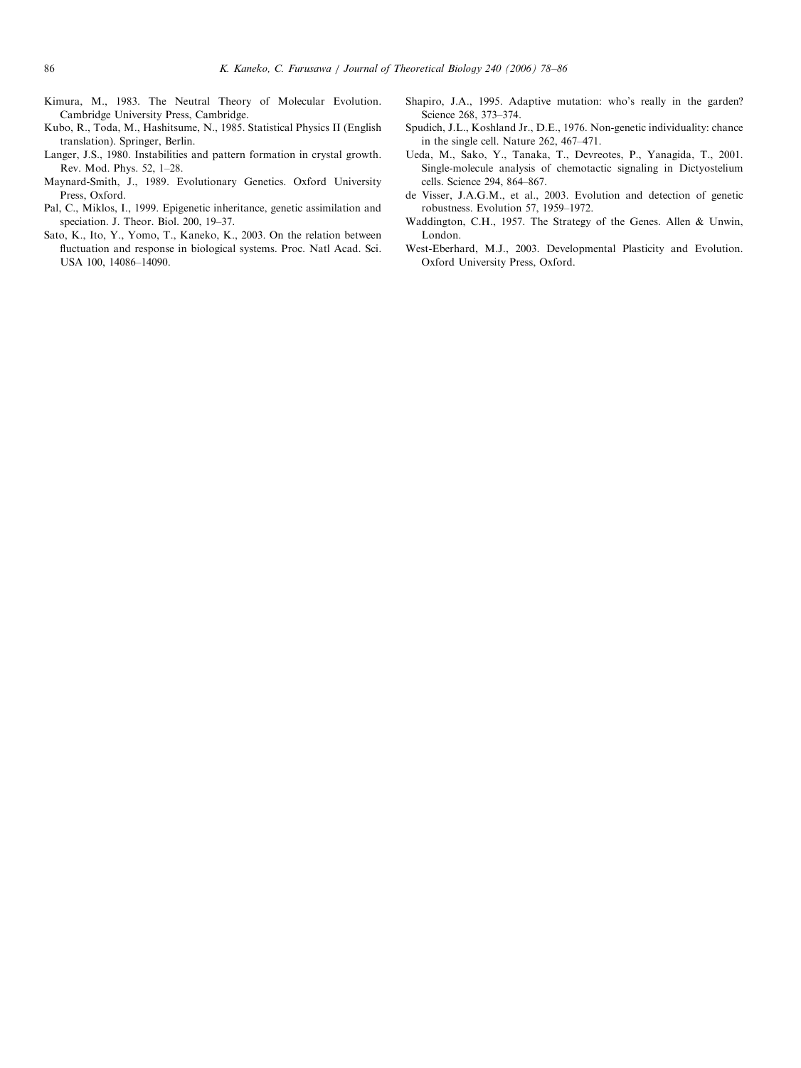Kimura, M., 1983. The Neutral Theory of Molecular Evolution. Cambridge University Press, Cambridge.

Kubo, R., Toda, M., Hashitsume, N., 1985. Statistical Physics II (English translation). Springer, Berlin.

Langer, J.S., 1980. Instabilities and pattern formation in crystal growth. Rev. Mod. Phys. 52, 1–28.

Maynard-Smith, J., 1989. Evolutionary Genetics. Oxford University Press, Oxford.

Pal, C., Miklos, I., 1999. Epigenetic inheritance, genetic assimilation and speciation. J. Theor. Biol. 200, 19–37.

Sato, K., Ito, Y., Yomo, T., Kaneko, K., 2003. On the relation between fluctuation and response in biological systems. Proc. Natl Acad. Sci. USA 100, 14086–14090.

Shapiro, J.A., 1995. Adaptive mutation: who's really in the garden? Science 268, 373–374.

Spudich, J.L., Koshland Jr., D.E., 1976. Non-genetic individuality: chance in the single cell. Nature 262, 467–471.

Ueda, M., Sako, Y., Tanaka, T., Devreotes, P., Yanagida, T., 2001. Single-molecule analysis of chemotactic signaling in Dictyostelium cells. Science 294, 864–867.

de Visser, J.A.G.M., et al., 2003. Evolution and detection of genetic robustness. Evolution 57, 1959–1972.

Waddington, C.H., 1957. The Strategy of the Genes. Allen & Unwin, London.

West-Eberhard, M.J., 2003. Developmental Plasticity and Evolution. Oxford University Press, Oxford.